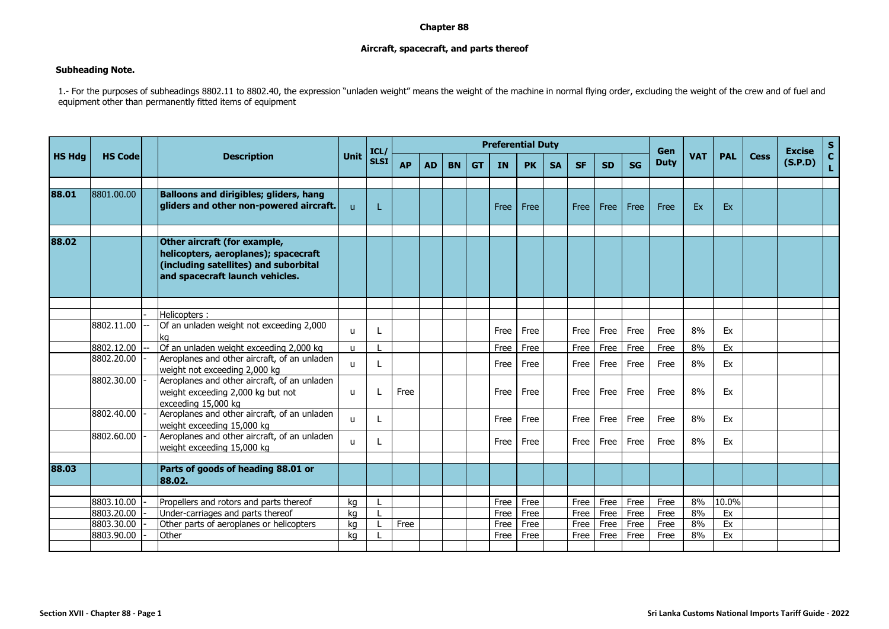# Chapter 88

## Aircraft, spacecraft, and parts thereof

**Subheading Note.**

1.- For the purposes of subheadings 8802.11 to 8802.40, the expression "unladen weight" means the weight of the machine in normal flying order, excluding the weight of the crew and of fuel and equipment other than permanently fitted items of equipment

| HS Hdg | HS Code | | Description | Unit | ICL/ SLSI | Preferential Duty | | | | | | | | | | Gen Duty | VAT | PAL | Cess | Excise (S.P.D) | SCL |
|---|---|---|---|---|---|---|---|---|---|---|---|---|---|---|---|---|---|---|---|---|---|
| | | | | | | AP | AD | BN | GT | IN | PK | SA | SF | SD | SG | | | | | | |
| **88.01** | 8801.00.00 | | **Balloons and dirigibles; gliders, hang gliders and other non-powered aircraft.** | u | L | | | | | Free | Free | | Free | Free | Free | Free | Ex | Ex | | | |
| **88.02** | | | **Other aircraft (for example, helicopters, aeroplanes); spacecraft (including satellites) and suborbital and spacecraft launch vehicles.** | | | | | | | | | | | | | | | | | | |
| | | - | Helicopters : | | | | | | | | | | | | | | | | | | |
| | 8802.11.00 | -- | Of an unladen weight not exceeding 2,000 kg | u | L | | | | | Free | Free | | Free | Free | Free | Free | 8% | Ex | | | |
| | 8802.12.00 | -- | Of an unladen weight exceeding 2,000 kg | u | L | | | | | Free | Free | | Free | Free | Free | Free | 8% | Ex | | | |
| | 8802.20.00 | - | Aeroplanes and other aircraft, of an unladen weight not exceeding 2,000 kg | u | L | | | | | Free | Free | | Free | Free | Free | Free | 8% | Ex | | | |
| | 8802.30.00 | - | Aeroplanes and other aircraft, of an unladen weight exceeding 2,000 kg but not exceeding 15,000 kg | u | L | Free | | | | Free | Free | | Free | Free | Free | Free | 8% | Ex | | | |
| | 8802.40.00 | - | Aeroplanes and other aircraft, of an unladen weight exceeding 15,000 kg | u | L | | | | | Free | Free | | Free | Free | Free | Free | 8% | Ex | | | |
| | 8802.60.00 | - | Aeroplanes and other aircraft, of an unladen weight exceeding 15,000 kg | u | L | | | | | Free | Free | | Free | Free | Free | Free | 8% | Ex | | | |
| **88.03** | | | **Parts of goods of heading 88.01 or 88.02.** | | | | | | | | | | | | | | | | | | |
| | 8803.10.00 | - | Propellers and rotors and parts thereof | kg | L | | | | | Free | Free | | Free | Free | Free | Free | 8% | 10.0% | | | |
| | 8803.20.00 | - | Under-carriages and parts thereof | kg | L | | | | | Free | Free | | Free | Free | Free | Free | 8% | Ex | | | |
| | 8803.30.00 | - | Other parts of aeroplanes or helicopters | kg | L | Free | | | | Free | Free | | Free | Free | Free | Free | 8% | Ex | | | |
| | 8803.90.00 | - | Other | kg | L | | | | | Free | Free | | Free | Free | Free | Free | 8% | Ex | | | |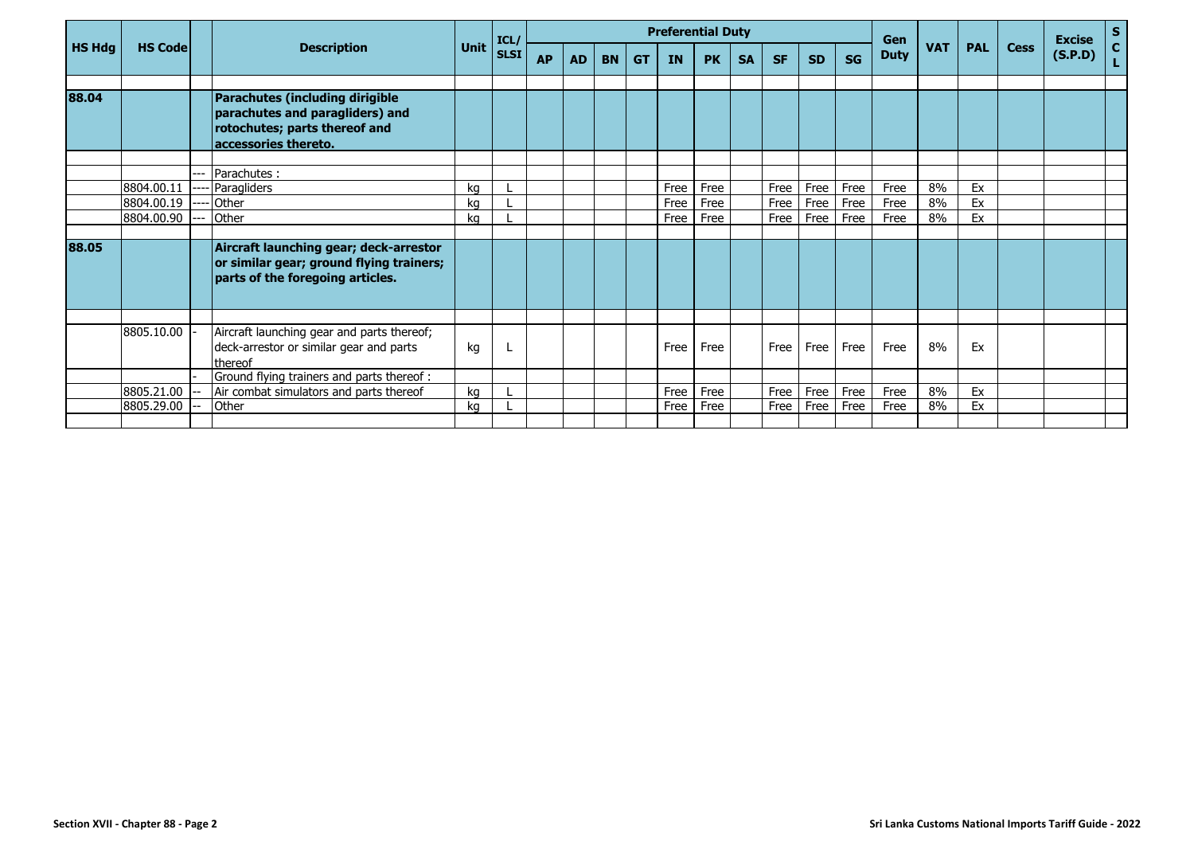| HS Hdg | HS Code | | Description | Unit | ICL/ SLSI | Preferential Duty | | | | | | | | | | Gen Duty | VAT | PAL | Cess | Excise (S.P.D) | S C L |
|---|---|---|---|---|---|---|---|---|---|---|---|---|---|---|---|---|---|---|---|---|---|
| | | | | | | AP | AD | BN | GT | IN | PK | SA | SF | SD | SG | | | | | | |
| 88.04 | | | **Parachutes (including dirigible parachutes and paragliders) and rotochutes; parts thereof and accessories thereto.** | | | | | | | | | | | | | | | | | | |
| | | --- | Parachutes : | | | | | | | | | | | | | | | | | | |
| | 8804.00.11 | ---- | Paragliders | kg | L | | | | | Free | Free | | Free | Free | Free | Free | 8% | Ex | | | |
| | 8804.00.19 | ---- | Other | kg | L | | | | | Free | Free | | Free | Free | Free | Free | 8% | Ex | | | |
| | 8804.00.90 | --- | Other | kg | L | | | | | Free | Free | | Free | Free | Free | Free | 8% | Ex | | | |
| 88.05 | | | **Aircraft launching gear; deck-arrestor or similar gear; ground flying trainers; parts of the foregoing articles.** | | | | | | | | | | | | | | | | | | |
| | 8805.10.00 | - | Aircraft launching gear and parts thereof; deck-arrestor or similar gear and parts thereof | kg | L | | | | | Free | Free | | Free | Free | Free | Free | 8% | Ex | | | |
| | | - | Ground flying trainers and parts thereof : | | | | | | | | | | | | | | | | | | |
| | 8805.21.00 | -- | Air combat simulators and parts thereof | kg | L | | | | | Free | Free | | Free | Free | Free | Free | 8% | Ex | | | |
| | 8805.29.00 | -- | Other | kg | L | | | | | Free | Free | | Free | Free | Free | Free | 8% | Ex | | | |